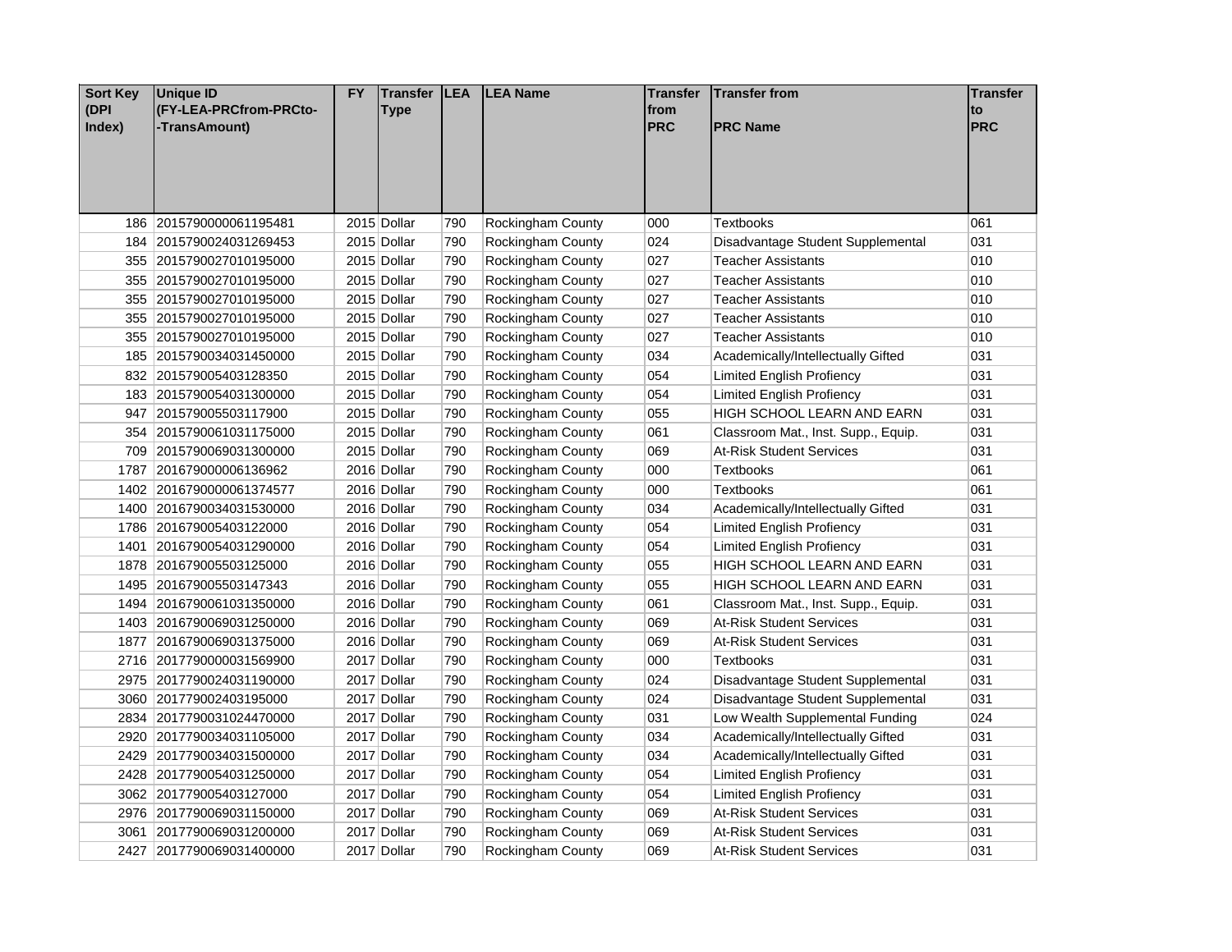| Sort Key (DPI Index) | Unique ID (FY-LEA-PRCfrom-PRCto--TransAmount) | FY | Transfer Type | LEA | LEA Name | Transfer from PRC | Transfer from PRC Name | Transfer to PRC |
|---|---|---|---|---|---|---|---|---|
| 186 | 2015790000061195481 | 2015 | Dollar | 790 | Rockingham County | 000 | Textbooks | 061 |
| 184 | 2015790024031269453 | 2015 | Dollar | 790 | Rockingham County | 024 | Disadvantage Student Supplemental | 031 |
| 355 | 2015790027010195000 | 2015 | Dollar | 790 | Rockingham County | 027 | Teacher Assistants | 010 |
| 355 | 2015790027010195000 | 2015 | Dollar | 790 | Rockingham County | 027 | Teacher Assistants | 010 |
| 355 | 2015790027010195000 | 2015 | Dollar | 790 | Rockingham County | 027 | Teacher Assistants | 010 |
| 355 | 2015790027010195000 | 2015 | Dollar | 790 | Rockingham County | 027 | Teacher Assistants | 010 |
| 355 | 2015790027010195000 | 2015 | Dollar | 790 | Rockingham County | 027 | Teacher Assistants | 010 |
| 185 | 2015790034031450000 | 2015 | Dollar | 790 | Rockingham County | 034 | Academically/Intellectually Gifted | 031 |
| 832 | 201579005403128350 | 2015 | Dollar | 790 | Rockingham County | 054 | Limited English Proficency | 031 |
| 183 | 2015790054031300000 | 2015 | Dollar | 790 | Rockingham County | 054 | Limited English Proficency | 031 |
| 947 | 201579005503117900 | 2015 | Dollar | 790 | Rockingham County | 055 | HIGH SCHOOL LEARN AND EARN | 031 |
| 354 | 2015790061031175000 | 2015 | Dollar | 790 | Rockingham County | 061 | Classroom Mat., Inst. Supp., Equip. | 031 |
| 709 | 2015790069031300000 | 2015 | Dollar | 790 | Rockingham County | 069 | At-Risk Student Services | 031 |
| 1787 | 201679000006136962 | 2016 | Dollar | 790 | Rockingham County | 000 | Textbooks | 061 |
| 1402 | 2016790000061374577 | 2016 | Dollar | 790 | Rockingham County | 000 | Textbooks | 061 |
| 1400 | 2016790034031530000 | 2016 | Dollar | 790 | Rockingham County | 034 | Academically/Intellectually Gifted | 031 |
| 1786 | 201679005403122000 | 2016 | Dollar | 790 | Rockingham County | 054 | Limited English Proficency | 031 |
| 1401 | 2016790054031290000 | 2016 | Dollar | 790 | Rockingham County | 054 | Limited English Proficency | 031 |
| 1878 | 201679005503125000 | 2016 | Dollar | 790 | Rockingham County | 055 | HIGH SCHOOL LEARN AND EARN | 031 |
| 1495 | 201679005503147343 | 2016 | Dollar | 790 | Rockingham County | 055 | HIGH SCHOOL LEARN AND EARN | 031 |
| 1494 | 2016790061031350000 | 2016 | Dollar | 790 | Rockingham County | 061 | Classroom Mat., Inst. Supp., Equip. | 031 |
| 1403 | 2016790069031250000 | 2016 | Dollar | 790 | Rockingham County | 069 | At-Risk Student Services | 031 |
| 1877 | 2016790069031375000 | 2016 | Dollar | 790 | Rockingham County | 069 | At-Risk Student Services | 031 |
| 2716 | 2017790000031569900 | 2017 | Dollar | 790 | Rockingham County | 000 | Textbooks | 031 |
| 2975 | 2017790024031190000 | 2017 | Dollar | 790 | Rockingham County | 024 | Disadvantage Student Supplemental | 031 |
| 3060 | 201779002403195000 | 2017 | Dollar | 790 | Rockingham County | 024 | Disadvantage Student Supplemental | 031 |
| 2834 | 2017790031024470000 | 2017 | Dollar | 790 | Rockingham County | 031 | Low Wealth Supplemental Funding | 024 |
| 2920 | 2017790034031105000 | 2017 | Dollar | 790 | Rockingham County | 034 | Academically/Intellectually Gifted | 031 |
| 2429 | 2017790034031500000 | 2017 | Dollar | 790 | Rockingham County | 034 | Academically/Intellectually Gifted | 031 |
| 2428 | 2017790054031250000 | 2017 | Dollar | 790 | Rockingham County | 054 | Limited English Proficency | 031 |
| 3062 | 201779005403127000 | 2017 | Dollar | 790 | Rockingham County | 054 | Limited English Proficency | 031 |
| 2976 | 2017790069031150000 | 2017 | Dollar | 790 | Rockingham County | 069 | At-Risk Student Services | 031 |
| 3061 | 2017790069031200000 | 2017 | Dollar | 790 | Rockingham County | 069 | At-Risk Student Services | 031 |
| 2427 | 2017790069031400000 | 2017 | Dollar | 790 | Rockingham County | 069 | At-Risk Student Services | 031 |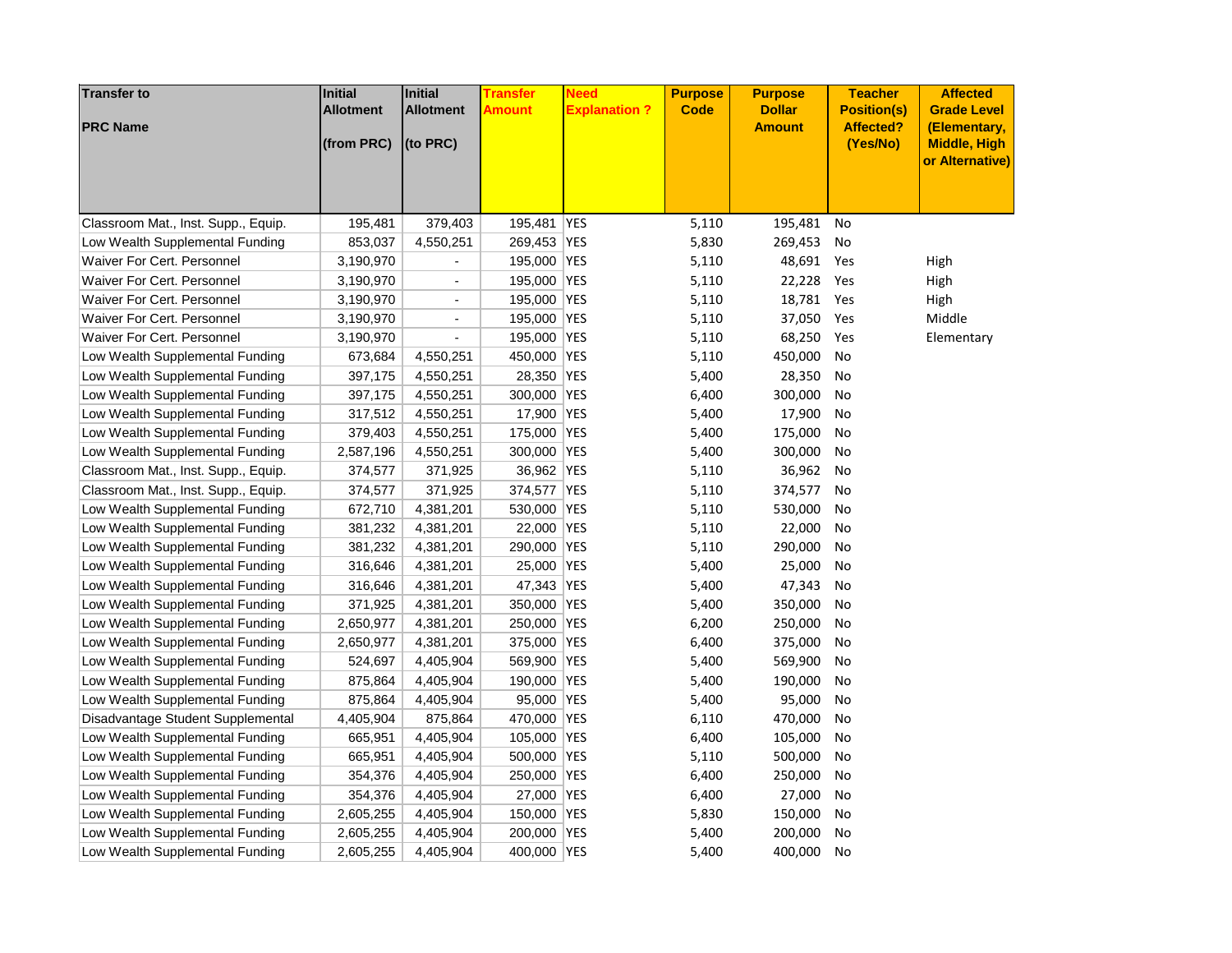| Transfer to<br><br>PRC Name | Initial Allotment<br><br>(from PRC) | Initial Allotment<br><br>(to PRC) | Transfer Amount | Need Explanation ? | Purpose Code | Purpose Dollar Amount | Teacher Position(s) Affected? (Yes/No) | Affected Grade Level (Elementary, Middle, High or Alternative) |
|---|---|---|---|---|---|---|---|---|
| Classroom Mat., Inst. Supp., Equip. | 195,481 | 379,403 | 195,481 | YES | 5,110 | 195,481 | No | |
| Low Wealth Supplemental Funding | 853,037 | 4,550,251 | 269,453 | YES | 5,830 | 269,453 | No | |
| Waiver For Cert. Personnel | 3,190,970 | - | 195,000 | YES | 5,110 | 48,691 | Yes | High |
| Waiver For Cert. Personnel | 3,190,970 | - | 195,000 | YES | 5,110 | 22,228 | Yes | High |
| Waiver For Cert. Personnel | 3,190,970 | - | 195,000 | YES | 5,110 | 18,781 | Yes | High |
| Waiver For Cert. Personnel | 3,190,970 | - | 195,000 | YES | 5,110 | 37,050 | Yes | Middle |
| Waiver For Cert. Personnel | 3,190,970 | - | 195,000 | YES | 5,110 | 68,250 | Yes | Elementary |
| Low Wealth Supplemental Funding | 673,684 | 4,550,251 | 450,000 | YES | 5,110 | 450,000 | No | |
| Low Wealth Supplemental Funding | 397,175 | 4,550,251 | 28,350 | YES | 5,400 | 28,350 | No | |
| Low Wealth Supplemental Funding | 397,175 | 4,550,251 | 300,000 | YES | 6,400 | 300,000 | No | |
| Low Wealth Supplemental Funding | 317,512 | 4,550,251 | 17,900 | YES | 5,400 | 17,900 | No | |
| Low Wealth Supplemental Funding | 379,403 | 4,550,251 | 175,000 | YES | 5,400 | 175,000 | No | |
| Low Wealth Supplemental Funding | 2,587,196 | 4,550,251 | 300,000 | YES | 5,400 | 300,000 | No | |
| Classroom Mat., Inst. Supp., Equip. | 374,577 | 371,925 | 36,962 | YES | 5,110 | 36,962 | No | |
| Classroom Mat., Inst. Supp., Equip. | 374,577 | 371,925 | 374,577 | YES | 5,110 | 374,577 | No | |
| Low Wealth Supplemental Funding | 672,710 | 4,381,201 | 530,000 | YES | 5,110 | 530,000 | No | |
| Low Wealth Supplemental Funding | 381,232 | 4,381,201 | 22,000 | YES | 5,110 | 22,000 | No | |
| Low Wealth Supplemental Funding | 381,232 | 4,381,201 | 290,000 | YES | 5,110 | 290,000 | No | |
| Low Wealth Supplemental Funding | 316,646 | 4,381,201 | 25,000 | YES | 5,400 | 25,000 | No | |
| Low Wealth Supplemental Funding | 316,646 | 4,381,201 | 47,343 | YES | 5,400 | 47,343 | No | |
| Low Wealth Supplemental Funding | 371,925 | 4,381,201 | 350,000 | YES | 5,400 | 350,000 | No | |
| Low Wealth Supplemental Funding | 2,650,977 | 4,381,201 | 250,000 | YES | 6,200 | 250,000 | No | |
| Low Wealth Supplemental Funding | 2,650,977 | 4,381,201 | 375,000 | YES | 6,400 | 375,000 | No | |
| Low Wealth Supplemental Funding | 524,697 | 4,405,904 | 569,900 | YES | 5,400 | 569,900 | No | |
| Low Wealth Supplemental Funding | 875,864 | 4,405,904 | 190,000 | YES | 5,400 | 190,000 | No | |
| Low Wealth Supplemental Funding | 875,864 | 4,405,904 | 95,000 | YES | 5,400 | 95,000 | No | |
| Disadvantage Student Supplemental | 4,405,904 | 875,864 | 470,000 | YES | 6,110 | 470,000 | No | |
| Low Wealth Supplemental Funding | 665,951 | 4,405,904 | 105,000 | YES | 6,400 | 105,000 | No | |
| Low Wealth Supplemental Funding | 665,951 | 4,405,904 | 500,000 | YES | 5,110 | 500,000 | No | |
| Low Wealth Supplemental Funding | 354,376 | 4,405,904 | 250,000 | YES | 6,400 | 250,000 | No | |
| Low Wealth Supplemental Funding | 354,376 | 4,405,904 | 27,000 | YES | 6,400 | 27,000 | No | |
| Low Wealth Supplemental Funding | 2,605,255 | 4,405,904 | 150,000 | YES | 5,830 | 150,000 | No | |
| Low Wealth Supplemental Funding | 2,605,255 | 4,405,904 | 200,000 | YES | 5,400 | 200,000 | No | |
| Low Wealth Supplemental Funding | 2,605,255 | 4,405,904 | 400,000 | YES | 5,400 | 400,000 | No | |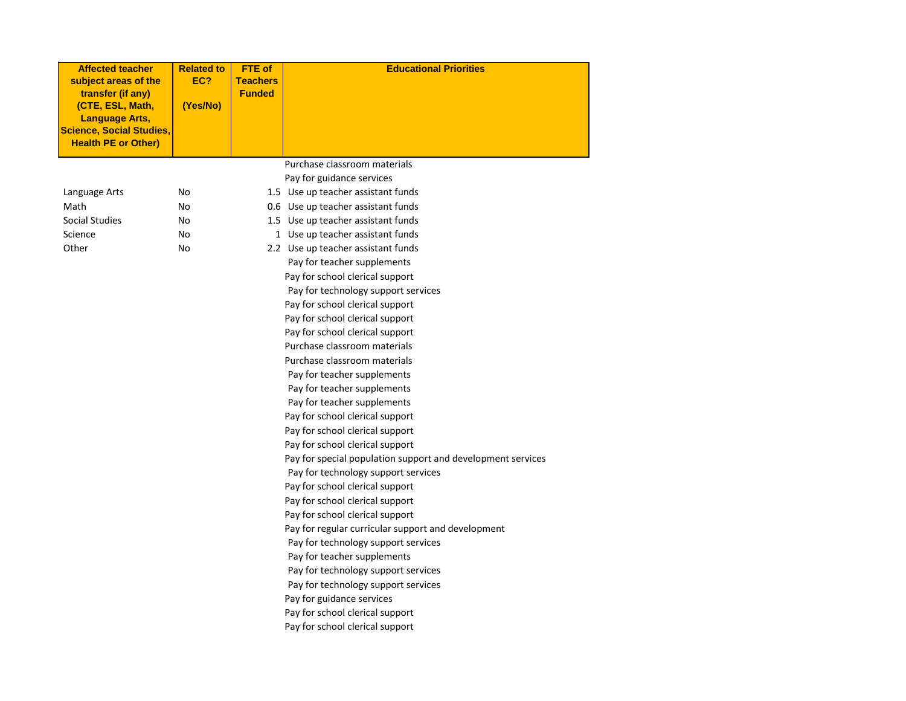| Affected teacher subject areas of the transfer (if any) (CTE, ESL, Math, Language Arts, Science, Social Studies, Health PE or Other) | Related to EC? (Yes/No) | FTE of Teachers Funded | Educational Priorities |
|---|---|---|---|
| | | | Purchase classroom materials |
| | | | Pay for guidance services |
| Language Arts | No | 1.5 | Use up teacher assistant funds |
| Math | No | 0.6 | Use up teacher assistant funds |
| Social Studies | No | 1.5 | Use up teacher assistant funds |
| Science | No | 1 | Use up teacher assistant funds |
| Other | No | 2.2 | Use up teacher assistant funds |
| | | | Pay for teacher supplements |
| | | | Pay for school clerical support |
| | | | Pay for technology support services |
| | | | Pay for school clerical support |
| | | | Pay for school clerical support |
| | | | Pay for school clerical support |
| | | | Purchase classroom materials |
| | | | Purchase classroom materials |
| | | | Pay for teacher supplements |
| | | | Pay for teacher supplements |
| | | | Pay for teacher supplements |
| | | | Pay for school clerical support |
| | | | Pay for school clerical support |
| | | | Pay for school clerical support |
| | | | Pay for special population support and development services |
| | | | Pay for technology support services |
| | | | Pay for school clerical support |
| | | | Pay for school clerical support |
| | | | Pay for school clerical support |
| | | | Pay for regular curricular support and development |
| | | | Pay for technology support services |
| | | | Pay for teacher supplements |
| | | | Pay for technology support services |
| | | | Pay for technology support services |
| | | | Pay for guidance services |
| | | | Pay for school clerical support |
| | | | Pay for school clerical support |